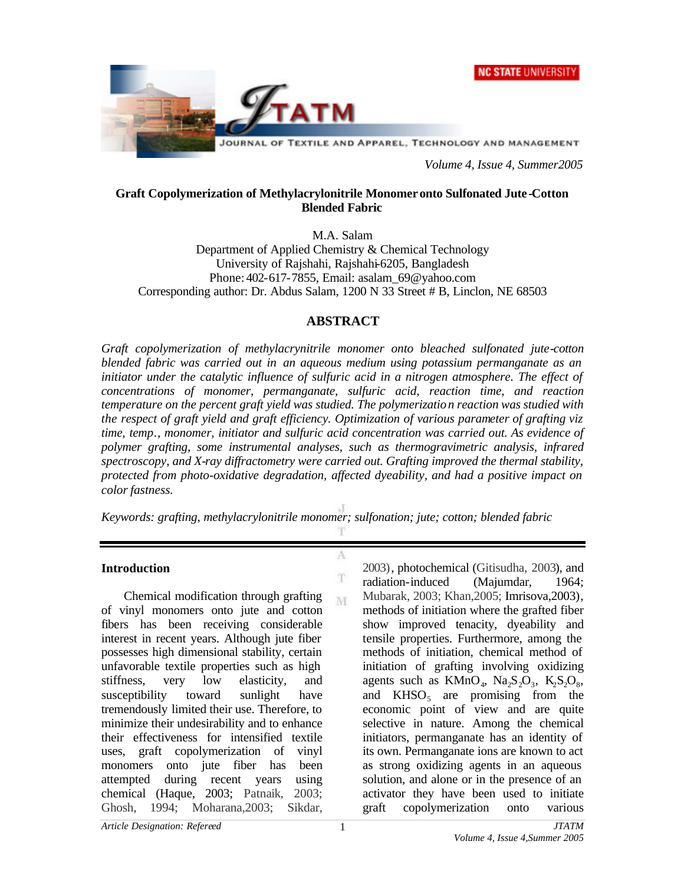# Graft Copolymerization of Methylacrylonitrile Monomer onto Sulfonated Jute-Cotton Blended Fabric

M.A. Salam
Department of Applied Chemistry & Chemical Technology
University of Rajshahi, Rajshahi-6205, Bangladesh
Phone: 402-617-7855, Email: asalam_69@yahoo.com
Corresponding author: Dr. Abdus Salam, 1200 N 33 Street # B, Linclon, NE 68503

## ABSTRACT

*Graft copolymerization of methylacrynitrile monomer onto bleached sulfonated jute-cotton blended fabric was carried out in an aqueous medium using potassium permanganate as an initiator under the catalytic influence of sulfuric acid in a nitrogen atmosphere. The effect of concentrations of monomer, permanganate, sulfuric acid, reaction time, and reaction temperature on the percent graft yield was studied. The polymerization reaction was studied with the respect of graft yield and graft efficiency. Optimization of various parameter of grafting viz time, temp., monomer, initiator and sulfuric acid concentration was carried out. As evidence of polymer grafting, some instrumental analyses, such as thermogravimetric analysis, infrared spectroscopy, and X-ray diffractometry were carried out. Grafting improved the thermal stability, protected from photo-oxidative degradation, affected dyeability, and had a positive impact on color fastness.*

*Keywords: grafting, methylacrylonitrile monomer; sulfonation; jute; cotton; blended fabric*

## Introduction

Chemical modification through grafting of vinyl monomers onto jute and cotton fibers has been receiving considerable interest in recent years. Although jute fiber possesses high dimensional stability, certain unfavorable textile properties such as high stiffness, very low elasticity, and susceptibility toward sunlight have tremendously limited their use. Therefore, to minimize their undesirability and to enhance their effectiveness for intensified textile uses, graft copolymerization of vinyl monomers onto jute fiber has been attempted during recent years using chemical (Haque, 2003; Patnaik, 2003; Ghosh, 1994; Moharana,2003; Sikdar, 2003), photochemical (Gitisudha, 2003), and radiation-induced (Majumdar, 1964; Mubarak, 2003; Khan,2005; Imrisova,2003), methods of initiation where the grafted fiber show improved tenacity, dyeability and tensile properties. Furthermore, among the methods of initiation, chemical method of initiation of grafting involving oxidizing agents such as $KMnO_4$, $Na_2S_2O_3$, $K_2S_2O_8$, and $KHSO_5$ are promising from the economic point of view and are quite selective in nature. Among the chemical initiators, permanganate has an identity of its own. Permanganate ions are known to act as strong oxidizing agents in an aqueous solution, and alone or in the presence of an activator they have been used to initiate graft copolymerization onto various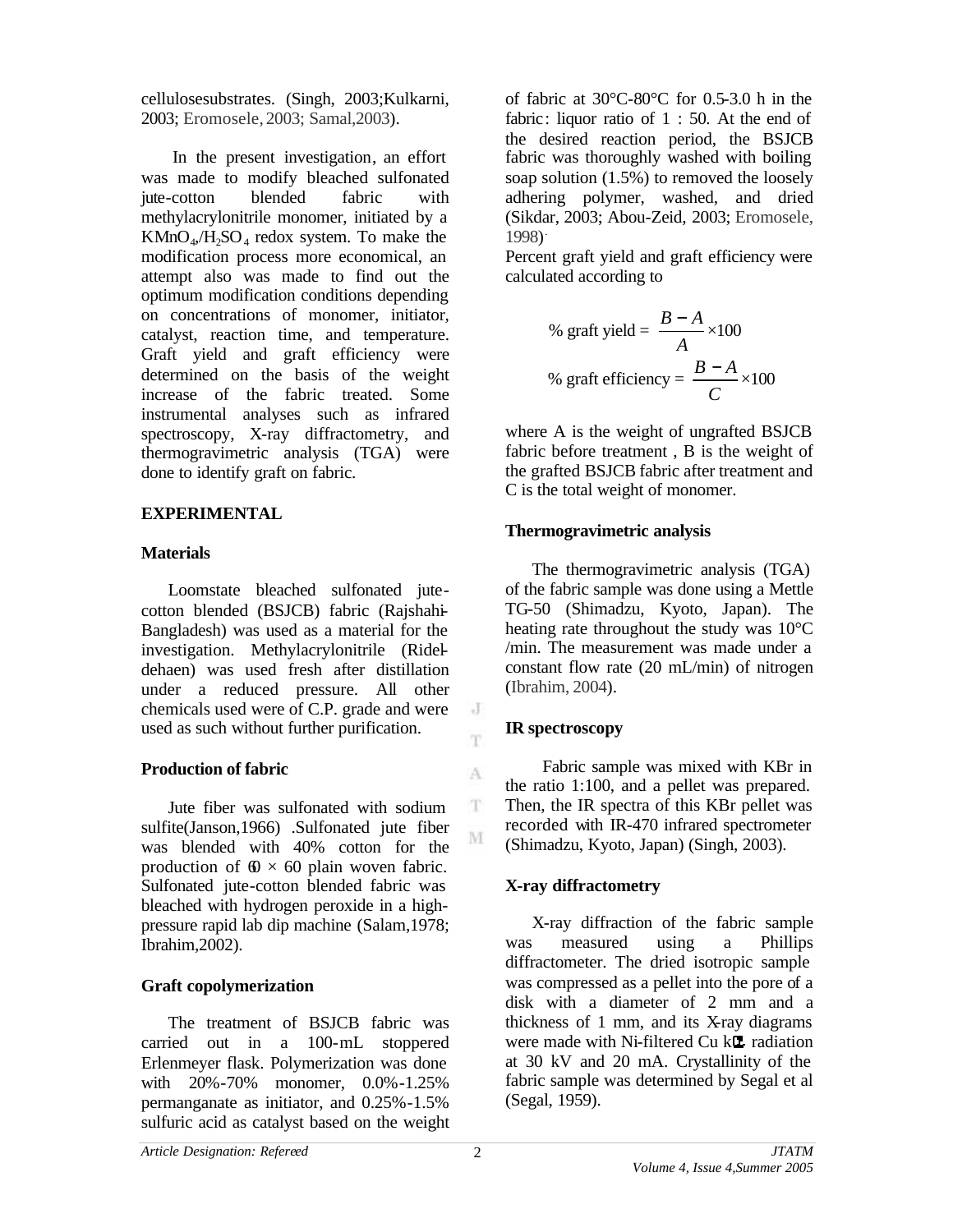cellulosesubstrates. (Singh, 2003;Kulkarni, 2003; Eromosele, 2003; Samal,2003).

In the present investigation, an effort was made to modify bleached sulfonated jute-cotton blended fabric with methylacrylonitrile monomer, initiated by a $KMnO_4/H_2SO_4$ redox system. To make the modification process more economical, an attempt also was made to find out the optimum modification conditions depending on concentrations of monomer, initiator, catalyst, reaction time, and temperature. Graft yield and graft efficiency were determined on the basis of the weight increase of the fabric treated. Some instrumental analyses such as infrared spectroscopy, X-ray diffractometry, and thermogravimetric analysis (TGA) were done to identify graft on fabric.

## EXPERIMENTAL

### Materials

Loomstate bleached sulfonated jute-cotton blended (BSJCB) fabric (Rajshahi-Bangladesh) was used as a material for the investigation. Methylacrylonitrile (Ridel-dehaen) was used fresh after distillation under a reduced pressure. All other chemicals used were of C.P. grade and were used as such without further purification.

### Production of fabric

Jute fiber was sulfonated with sodium sulfite(Janson,1966) .Sulfonated jute fiber was blended with 40% cotton for the production of 60 × 60 plain woven fabric. Sulfonated jute-cotton blended fabric was bleached with hydrogen peroxide in a high-pressure rapid lab dip machine (Salam,1978; Ibrahim,2002).

### Graft copolymerization

The treatment of BSJCB fabric was carried out in a 100-mL stoppered Erlenmeyer flask. Polymerization was done with 20%-70% monomer, 0.0%-1.25% permanganate as initiator, and 0.25%-1.5% sulfuric acid as catalyst based on the weight of fabric at 30°C-80°C for 0.5-3.0 h in the fabric: liquor ratio of 1 : 50. At the end of the desired reaction period, the BSJCB fabric was thoroughly washed with boiling soap solution (1.5%) to removed the loosely adhering polymer, washed, and dried (Sikdar, 2003; Abou-Zeid, 2003; Eromosele, 1998).

Percent graft yield and graft efficiency were calculated according to

$$\% \text{ graft yield} = \frac{B-A}{A} \times 100$$

$$\% \text{ graft efficiency} = \frac{B-A}{C} \times 100$$

where A is the weight of ungrafted BSJCB fabric before treatment , B is the weight of the grafted BSJCB fabric after treatment and C is the total weight of monomer.

### Thermogravimetric analysis

The thermogravimetric analysis (TGA) of the fabric sample was done using a Mettle TG-50 (Shimadzu, Kyoto, Japan). The heating rate throughout the study was 10°C /min. The measurement was made under a constant flow rate (20 mL/min) of nitrogen (Ibrahim, 2004).

### IR spectroscopy

Fabric sample was mixed with KBr in the ratio 1:100, and a pellet was prepared. Then, the IR spectra of this KBr pellet was recorded with IR-470 infrared spectrometer (Shimadzu, Kyoto, Japan) (Singh, 2003).

### X-ray diffractometry

X-ray diffraction of the fabric sample was measured using a Phillips diffractometer. The dried isotropic sample was compressed as a pellet into the pore of a disk with a diameter of 2 mm and a thickness of 1 mm, and its X-ray diagrams were made with Ni-filtered Cu kα radiation at 30 kV and 20 mA. Crystallinity of the fabric sample was determined by Segal et al (Segal, 1959).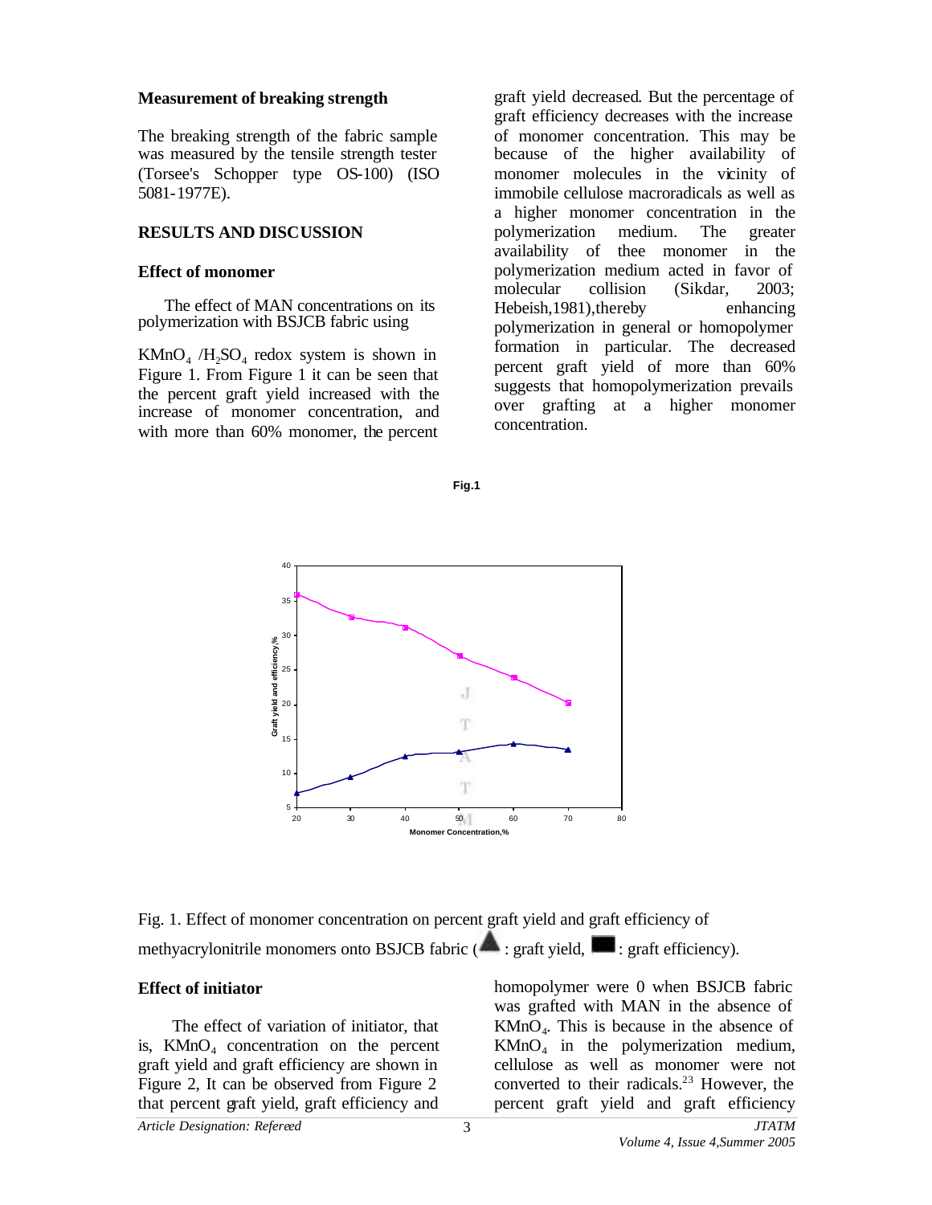### Measurement of breaking strength

The breaking strength of the fabric sample was measured by the tensile strength tester (Torsee's Schopper type OS-100) (ISO 5081-1977E).

### RESULTS AND DISCUSSION

### Effect of monomer

The effect of MAN concentrations on its polymerization with BSJCB fabric using $KMnO_4$ /$H_2SO_4$ redox system is shown in Figure 1. From Figure 1 it can be seen that the percent graft yield increased with the increase of monomer concentration, and with more than 60% monomer, the percent graft yield decreased. But the percentage of graft efficiency decreases with the increase of monomer concentration. This may be because of the higher availability of monomer molecules in the vicinity of immobile cellulose macroradicals as well as a higher monomer concentration in the polymerization medium. The greater availability of thee monomer in the polymerization medium acted in favor of molecular collision (Sikdar, 2003; Hebeish,1981),thereby enhancing polymerization in general or homopolymer formation in particular. The decreased percent graft yield of more than 60% suggests that homopolymerization prevails over grafting at a higher monomer concentration.

Fig.1

Fig. 1. Effect of monomer concentration on percent graft yield and graft efficiency of methyacrylonitrile monomers onto BSJCB fabric (▲ : graft yield, ■ : graft efficiency).

### Effect of initiator

The effect of variation of initiator, that is, $KMnO_4$ concentration on the percent graft yield and graft efficiency are shown in Figure 2, It can be observed from Figure 2 that percent graft yield, graft efficiency and homopolymer were 0 when BSJCB fabric was grafted with MAN in the absence of $KMnO_4$. This is because in the absence of $KMnO_4$ in the polymerization medium, cellulose as well as monomer were not converted to their radicals.[23] However, the percent graft yield and graft efficiency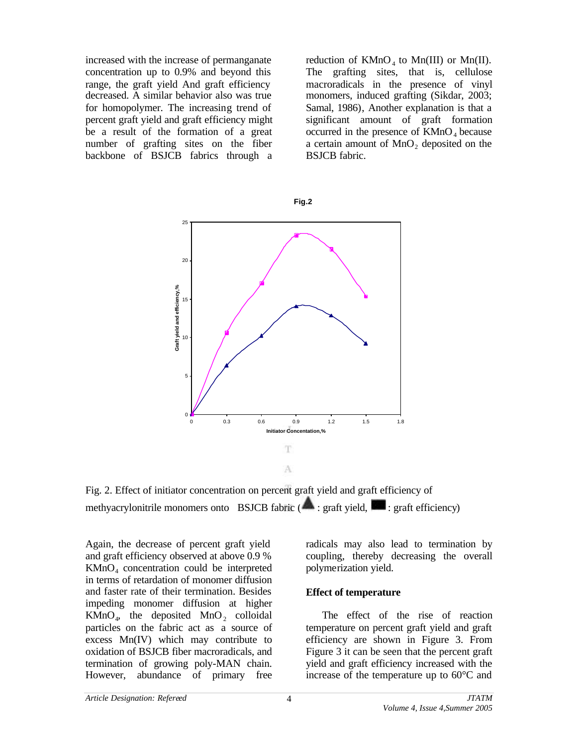increased with the increase of permanganate concentration up to 0.9% and beyond this range, the graft yield And graft efficiency decreased. A similar behavior also was true for homopolymer. The increasing trend of percent graft yield and graft efficiency might be a result of the formation of a great number of grafting sites on the fiber backbone of BSJCB fabrics through a reduction of $KMnO_4$ to Mn(III) or Mn(II). The grafting sites, that is, cellulose macroradicals in the presence of vinyl monomers, induced grafting (Sikdar, 2003; Samal, 1986), Another explanation is that a significant amount of graft formation occurred in the presence of $KMnO_4$ because a certain amount of $MnO_2$ deposited on the BSJCB fabric.

Fig.2

Fig. 2. Effect of initiator concentration on percent graft yield and graft efficiency of methyacrylonitrile monomers onto BSJCB fabric (▲: graft yield, ■: graft efficiency)

Again, the decrease of percent graft yield and graft efficiency observed at above 0.9 % $KMnO_4$ concentration could be interpreted in terms of retardation of monomer diffusion and faster rate of their termination. Besides impeding monomer diffusion at higher $KMnO_4$, the deposited $MnO_2$ colloidal particles on the fabric act as a source of excess Mn(IV) which may contribute to oxidation of BSJCB fiber macroradicals, and termination of growing poly-MAN chain. However, abundance of primary free radicals may also lead to termination by coupling, thereby decreasing the overall polymerization yield.

**Effect of temperature**

The effect of the rise of reaction temperature on percent graft yield and graft efficiency are shown in Figure 3. From Figure 3 it can be seen that the percent graft yield and graft efficiency increased with the increase of the temperature up to 60°C and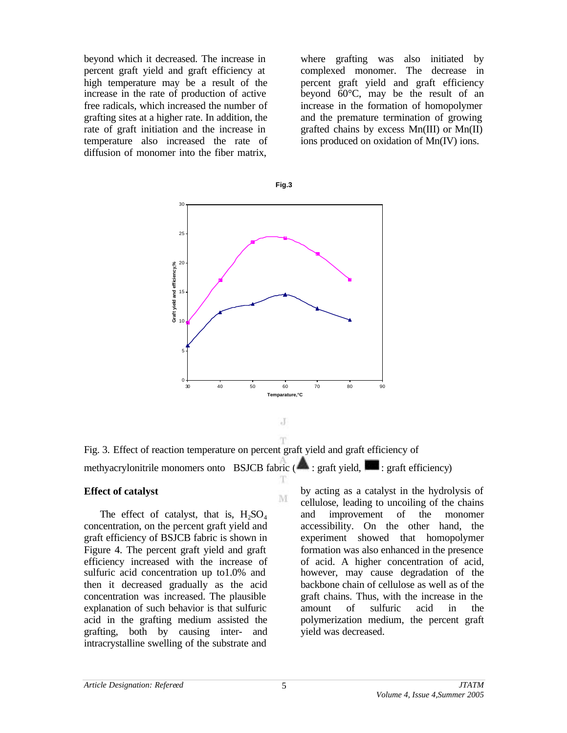beyond which it decreased. The increase in percent graft yield and graft efficiency at high temperature may be a result of the increase in the rate of production of active free radicals, which increased the number of grafting sites at a higher rate. In addition, the rate of graft initiation and the increase in temperature also increased the rate of diffusion of monomer into the fiber matrix, where grafting was also initiated by complexed monomer. The decrease in percent graft yield and graft efficiency beyond 60°C, may be the result of an increase in the formation of homopolymer and the premature termination of growing grafted chains by excess Mn(III) or Mn(II) ions produced on oxidation of Mn(IV) ions.

Fig. 3. Effect of reaction temperature on percent graft yield and graft efficiency of methyacrylonitrile monomers onto BSJCB fabric (▲: graft yield, ■: graft efficiency)

## Effect of catalyst

The effect of catalyst, that is, $H_2SO_4$ concentration, on the percent graft yield and graft efficiency of BSJCB is shown in Figure 4. The percent graft yield and graft efficiency increased with the increase of sulfuric acid concentration up to1.0% and then it decreased gradually as the acid concentration was increased. The plausible explanation of such behavior is that sulfuric acid in the grafting medium assisted the grafting, both by causing inter- and intracrystalline swelling of the substrate and by acting as a catalyst in the hydrolysis of cellulose, leading to uncoiling of the chains and improvement of the monomer accessibility. On the other hand, the experiment showed that homopolymer formation was also enhanced in the presence of acid. A higher concentration of acid, however, may cause degradation of the backbone chain of cellulose as well as of the graft chains. Thus, with the increase in the amount of sulfuric acid in the polymerization medium, the percent graft yield was decreased.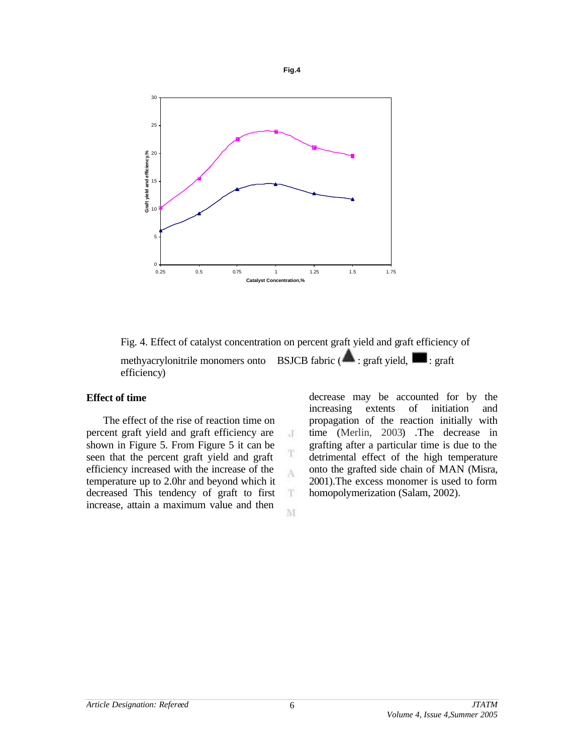Fig.4

Fig. 4. Effect of catalyst concentration on percent graft yield and graft efficiency of methyacrylonitrile monomers onto BSJCB fabric (▲: graft yield, ■: graft efficiency)

**Effect of time**

The effect of the rise of reaction time on percent graft yield and graft efficiency are shown in Figure 5. From Figure 5 it can be seen that the percent graft yield and graft efficiency increased with the increase of the temperature up to 2.0hr and beyond which it decreased This tendency of graft to first increase, attain a maximum value and then decrease may be accounted for by the increasing extents of initiation and propagation of the reaction initially with time (Merlin, 2003) .The decrease in grafting after a particular time is due to the detrimental effect of the high temperature onto the grafted side chain of MAN (Misra, 2001).The excess monomer is used to form homopolymerization (Salam, 2002).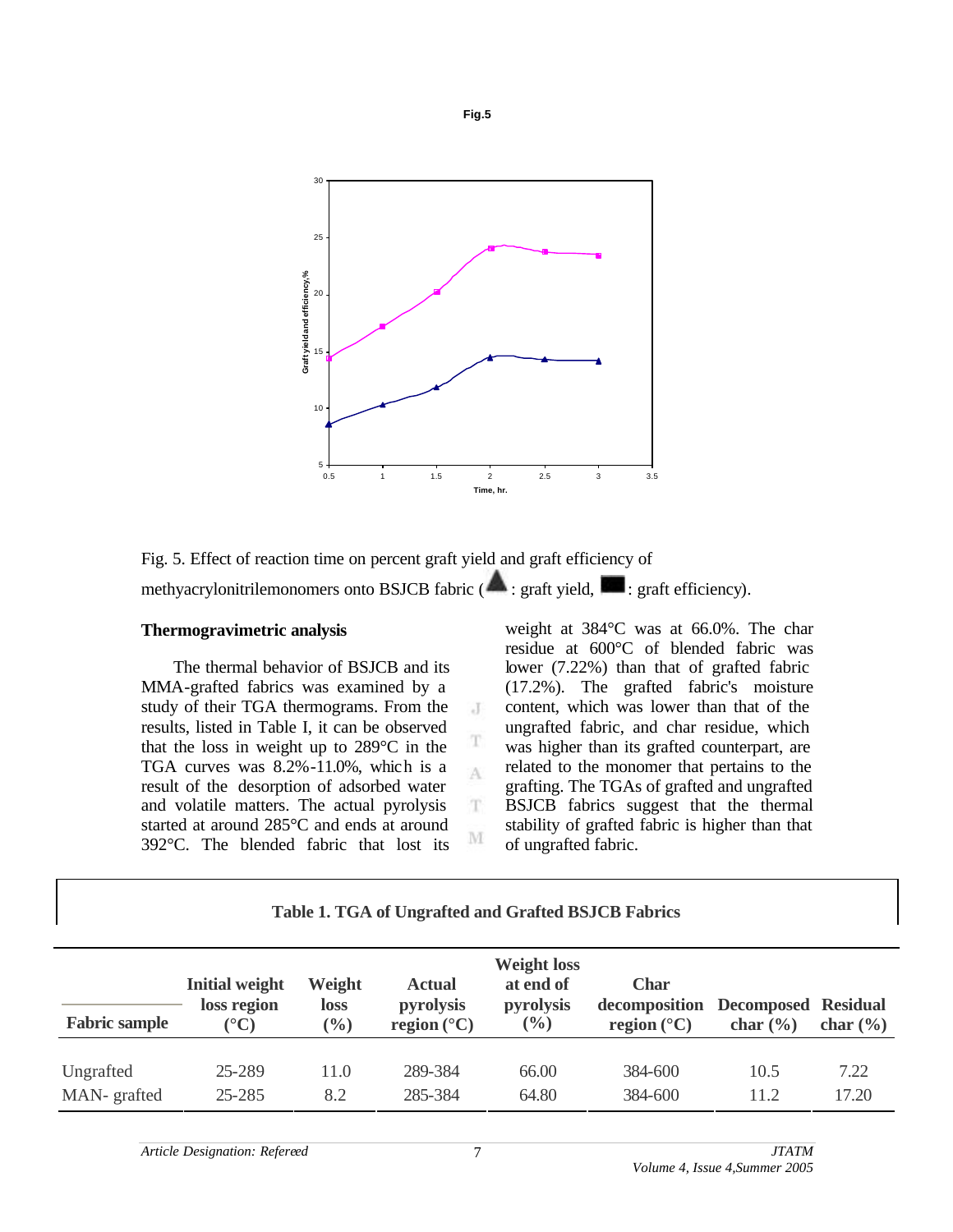Fig.5

Fig. 5. Effect of reaction time on percent graft yield and graft efficiency of methyacrylonitrilemonomers onto BSJCB fabric (▲: graft yield, ■: graft efficiency).

**Thermogravimetric analysis**

The thermal behavior of BSJCB and its MMA-grafted fabrics was examined by a study of their TGA thermograms. From the results, listed in Table I, it can be observed that the loss in weight up to 289°C in the TGA curves was 8.2%-11.0%, which is a result of the desorption of adsorbed water and volatile matters. The actual pyrolysis started at around 285°C and ends at around 392°C. The blended fabric that lost its weight at 384°C was at 66.0%. The char residue at 600°C of blended fabric was lower (7.22%) than that of grafted fabric (17.2%). The grafted fabric's moisture content, which was lower than that of the ungrafted fabric, and char residue, which was higher than its grafted counterpart, are related to the monomer that pertains to the grafting. The TGAs of grafted and ungrafted BSJCB fabrics suggest that the thermal stability of grafted fabric is higher than that of ungrafted fabric.

**Table 1. TGA of Ungrafted and Grafted BSJCB Fabrics**

| Fabric sample | Initial weight loss region (°C) | Weight loss (%) | Actual pyrolysis region (°C) | Weight loss at end of pyrolysis (%) | Char decomposition region (°C) | Decomposed char (%) | Residual char (%) |
|---|---|---|---|---|---|---|---|
| Ungrafted | 25-289 | 11.0 | 289-384 | 66.00 | 384-600 | 10.5 | 7.22 |
| MAN- grafted | 25-285 | 8.2 | 285-384 | 64.80 | 384-600 | 11.2 | 17.20 |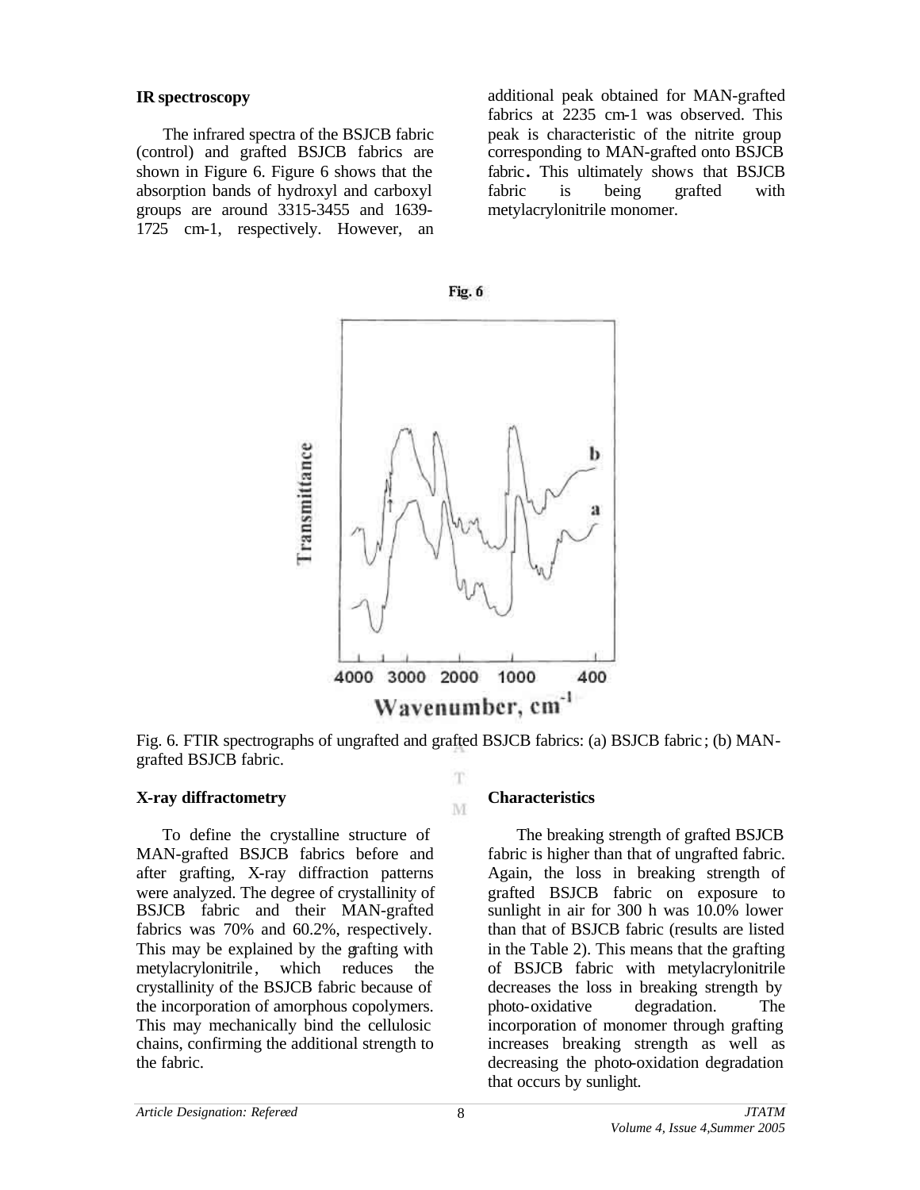### IR spectroscopy

The infrared spectra of the BSJCB fabric (control) and grafted BSJCB fabrics are shown in Figure 6. Figure 6 shows that the absorption bands of hydroxyl and carboxyl groups are around 3315-3455 and 1639-1725 cm-1, respectively. However, an additional peak obtained for MAN-grafted fabrics at 2235 cm-1 was observed. This peak is characteristic of the nitrite group corresponding to MAN-grafted onto BSJCB fabric. This ultimately shows that BSJCB fabric is being grafted with metylacrylonitrile monomer.

**Fig. 6**

Fig. 6. FTIR spectrographs of ungrafted and grafted BSJCB fabrics: (a) BSJCB fabric; (b) MAN-grafted BSJCB fabric.

### X-ray diffractometry

To define the crystalline structure of MAN-grafted BSJCB fabrics before and after grafting, X-ray diffraction patterns were analyzed. The degree of crystallinity of BSJCB fabric and their MAN-grafted fabrics was 70% and 60.2%, respectively. This may be explained by the grafting with metylacrylonitrile, which reduces the crystallinity of the BSJCB fabric because of the incorporation of amorphous copolymers. This may mechanically bind the cellulosic chains, confirming the additional strength to the fabric.

### Characteristics

The breaking strength of grafted BSJCB fabric is higher than that of ungrafted fabric. Again, the loss in breaking strength of grafted BSJCB fabric on exposure to sunlight in air for 300 h was 10.0% lower than that of BSJCB fabric (results are listed in the Table 2). This means that the grafting of BSJCB fabric with metylacrylonitrile decreases the loss in breaking strength by photo-oxidative degradation. The incorporation of monomer through grafting increases breaking strength as well as decreasing the photo-oxidation degradation that occurs by sunlight.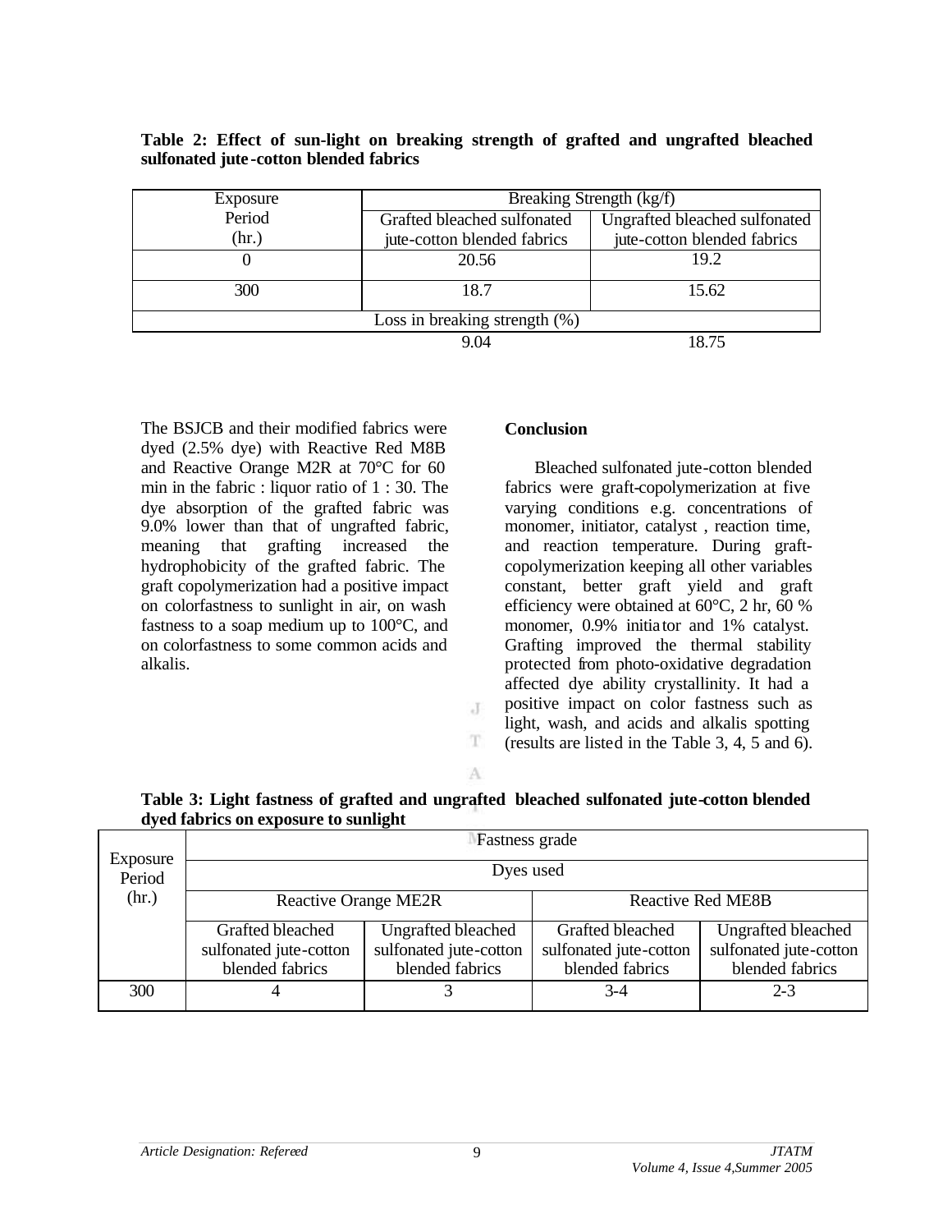**Table 2: Effect of sun-light on breaking strength of grafted and ungrafted bleached sulfonated jute-cotton blended fabrics**

| Exposure Period (hr.) | Breaking Strength (kg/f) | |
|---|---|---|
| | Grafted bleached sulfonated jute-cotton blended fabrics | Ungrafted bleached sulfonated jute-cotton blended fabrics |
| 0 | 20.56 | 19.2 |
| 300 | 18.7 | 15.62 |
| Loss in breaking strength (%) | | |
| | 9.04 | 18.75 |

The BSJCB and their modified fabrics were dyed (2.5% dye) with Reactive Red M8B and Reactive Orange M2R at 70°C for 60 min in the fabric : liquor ratio of 1 : 30. The dye absorption of the grafted fabric was 9.0% lower than that of ungrafted fabric, meaning that grafting increased the hydrophobicity of the grafted fabric. The graft copolymerization had a positive impact on colorfastness to sunlight in air, on wash fastness to a soap medium up to 100°C, and on colorfastness to some common acids and alkalis.

**Conclusion**

Bleached sulfonated jute-cotton blended fabrics were graft-copolymerization at five varying conditions e.g. concentrations of monomer, initiator, catalyst , reaction time, and reaction temperature. During graft-copolymerization keeping all other variables constant, better graft yield and graft efficiency were obtained at 60°C, 2 hr, 60 % monomer, 0.9% initiator and 1% catalyst. Grafting improved the thermal stability protected from photo-oxidative degradation affected dye ability crystallinity. It had a positive impact on color fastness such as light, wash, and acids and alkalis spotting (results are listed in the Table 3, 4, 5 and 6).

**Table 3: Light fastness of grafted and ungrafted bleached sulfonated jute-cotton blended dyed fabrics on exposure to sunlight**

| Exposure Period (hr.) | Fastness grade | | | |
|---|---|---|---|---|
| | Dyes used | | | |
| | Reactive Orange ME2R | | Reactive Red ME8B | |
| | Grafted bleached sulfonated jute-cotton blended fabrics | Ungrafted bleached sulfonated jute-cotton blended fabrics | Grafted bleached sulfonated jute-cotton blended fabrics | Ungrafted bleached sulfonated jute-cotton blended fabrics |
| 300 | 4 | 3 | 3-4 | 2-3 |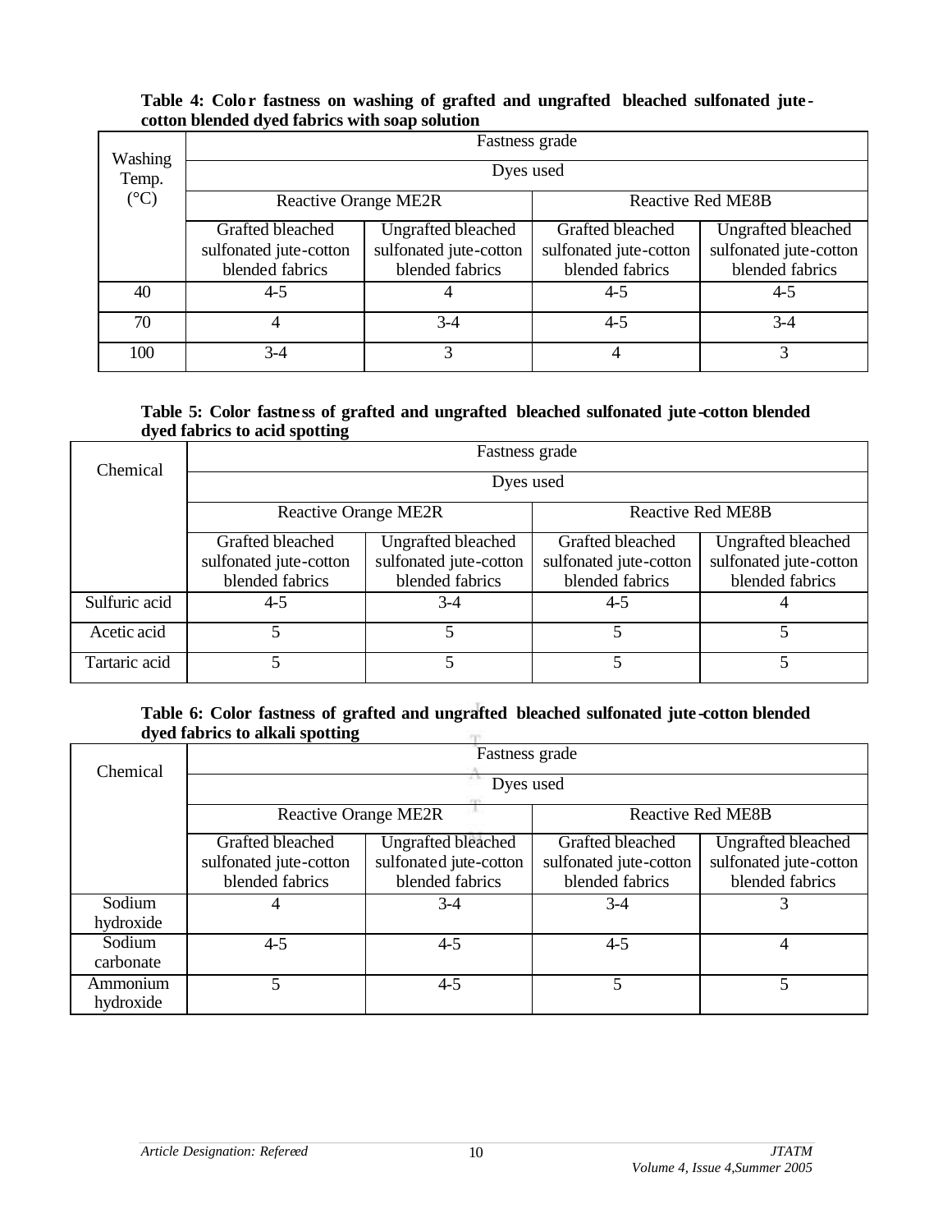**Table 4: Color fastness on washing of grafted and ungrafted bleached sulfonated jute-cotton blended dyed fabrics with soap solution**

| Washing Temp. (°C) | Fastness grade | | | |
|---|---|---|---|---|
| | Dyes used | | | |
| | Reactive Orange ME2R | | Reactive Red ME8B | |
| | Grafted bleached sulfonated jute-cotton blended fabrics | Ungrafted bleached sulfonated jute-cotton blended fabrics | Grafted bleached sulfonated jute-cotton blended fabrics | Ungrafted bleached sulfonated jute-cotton blended fabrics |
| 40 | 4-5 | 4 | 4-5 | 4-5 |
| 70 | 4 | 3-4 | 4-5 | 3-4 |
| 100 | 3-4 | 3 | 4 | 3 |

**Table 5: Color fastness of grafted and ungrafted bleached sulfonated jute-cotton blended dyed fabrics to acid spotting**

| Chemical | Fastness grade | | | |
|---|---|---|---|---|
| | Dyes used | | | |
| | Reactive Orange ME2R | | Reactive Red ME8B | |
| | Grafted bleached sulfonated jute-cotton blended fabrics | Ungrafted bleached sulfonated jute-cotton blended fabrics | Grafted bleached sulfonated jute-cotton blended fabrics | Ungrafted bleached sulfonated jute-cotton blended fabrics |
| Sulfuric acid | 4-5 | 3-4 | 4-5 | 4 |
| Acetic acid | 5 | 5 | 5 | 5 |
| Tartaric acid | 5 | 5 | 5 | 5 |

**Table 6: Color fastness of grafted and ungrafted bleached sulfonated jute-cotton blended dyed fabrics to alkali spotting**

| Chemical | Fastness grade | | | |
|---|---|---|---|---|
| | Dyes used | | | |
| | Reactive Orange ME2R | | Reactive Red ME8B | |
| | Grafted bleached sulfonated jute-cotton blended fabrics | Ungrafted bleached sulfonated jute-cotton blended fabrics | Grafted bleached sulfonated jute-cotton blended fabrics | Ungrafted bleached sulfonated jute-cotton blended fabrics |
| Sodium hydroxide | 4 | 3-4 | 3-4 | 3 |
| Sodium carbonate | 4-5 | 4-5 | 4-5 | 4 |
| Ammonium hydroxide | 5 | 4-5 | 5 | 5 |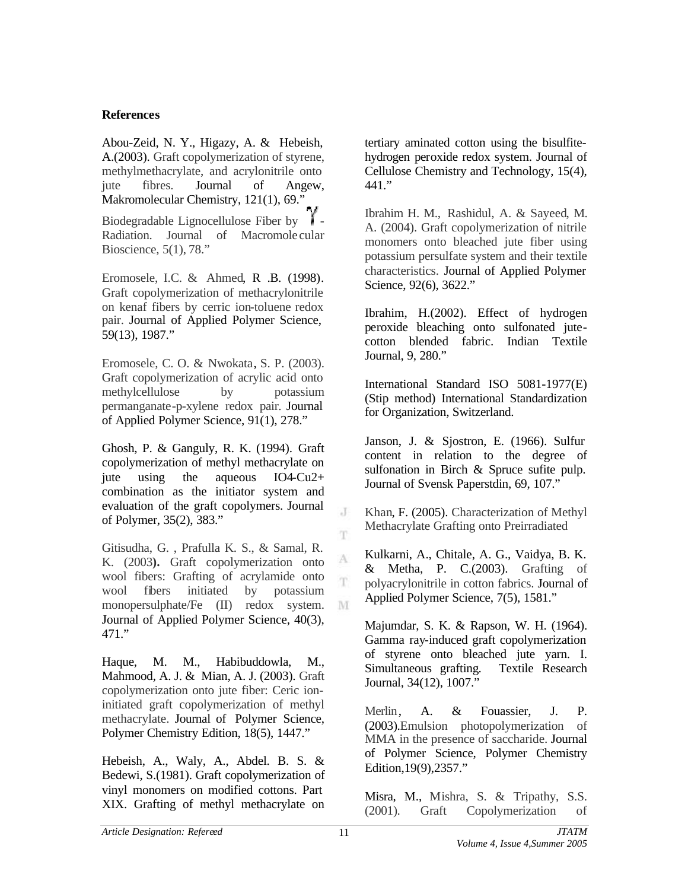### References

Abou-Zeid, N. Y., Higazy, A. & Hebeish, A.(2003). Graft copolymerization of styrene, methylmethacrylate, and acrylonitrile onto jute fibres. Journal of Angew, Makromolecular Chemistry, 121(1), 69."

Biodegradable Lignocellulose Fiber by $\gamma$-Radiation. Journal of Macromolecular Bioscience, 5(1), 78."

Eromosele, I.C. & Ahmed, R .B. (1998). Graft copolymerization of methacrylonitrile on kenaf fibers by cerric ion-toluene redox pair. Journal of Applied Polymer Science, 59(13), 1987."

Eromosele, C. O. & Nwokata, S. P. (2003). Graft copolymerization of acrylic acid onto methylcellulose by potassium permanganate-p-xylene redox pair. Journal of Applied Polymer Science, 91(1), 278."

Ghosh, P. & Ganguly, R. K. (1994). Graft copolymerization of methyl methacrylate on jute using the aqueous IO4-Cu2+ combination as the initiator system and evaluation of the graft copolymers. Journal of Polymer, 35(2), 383."

Gitisudha, G. , Prafulla K. S., & Samal, R. K. (2003**).** Graft copolymerization onto wool fibers: Grafting of acrylamide onto wool fibers initiated by potassium monopersulphate/Fe (II) redox system. Journal of Applied Polymer Science, 40(3), 471."

Haque, M. M., Habibuddowla, M., Mahmood, A. J. & Mian, A. J. (2003). Graft copolymerization onto jute fiber: Ceric ion-initiated graft copolymerization of methyl methacrylate. Journal of Polymer Science, Polymer Chemistry Edition, 18(5), 1447."

Hebeish, A., Waly, A., Abdel. B. S. & Bedewi, S.(1981). Graft copolymerization of vinyl monomers on modified cottons. Part XIX. Grafting of methyl methacrylate on tertiary aminated cotton using the bisulfite-hydrogen peroxide redox system. Journal of Cellulose Chemistry and Technology, 15(4), 441."

Ibrahim H. M., Rashidul, A. & Sayeed, M. A. (2004). Graft copolymerization of nitrile monomers onto bleached jute fiber using potassium persulfate system and their textile characteristics. Journal of Applied Polymer Science, 92(6), 3622."

Ibrahim, H.(2002). Effect of hydrogen peroxide bleaching onto sulfonated jute-cotton blended fabric. Indian Textile Journal, 9, 280."

International Standard ISO 5081-1977(E) (Stip method) International Standardization for Organization, Switzerland.

Janson, J. & Sjostron, E. (1966). Sulfur content in relation to the degree of sulfonation in Birch & Spruce sufite pulp. Journal of Svensk Paperstdin, 69, 107."

Khan, F. (2005). Characterization of Methyl Methacrylate Grafting onto Preirradiated

Kulkarni, A., Chitale, A. G., Vaidya, B. K. & Metha, P. C.(2003). Grafting of polyacrylonitrile in cotton fabrics. Journal of Applied Polymer Science, 7(5), 1581."

Majumdar, S. K. & Rapson, W. H. (1964). Gamma ray-induced graft copolymerization of styrene onto bleached jute yarn. I. Simultaneous grafting. Textile Research Journal, 34(12), 1007."

Merlin, A. & Fouassier, J. P. (2003).Emulsion photopolymerization of MMA in the presence of saccharide. Journal of Polymer Science, Polymer Chemistry Edition,19(9),2357."

Misra, M., Mishra, S. & Tripathy, S.S. (2001). Graft Copolymerization of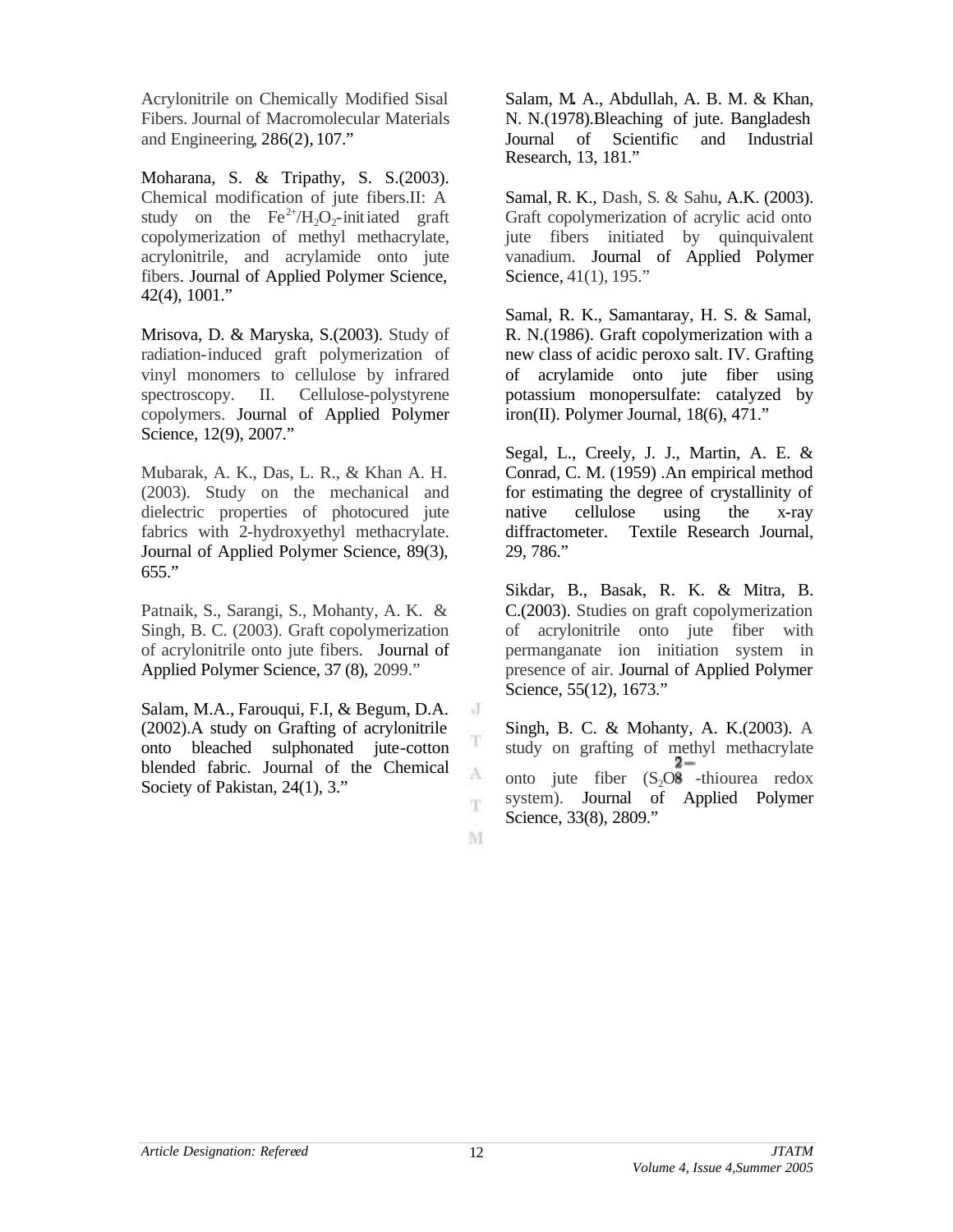Acrylonitrile on Chemically Modified Sisal Fibers. Journal of Macromolecular Materials and Engineering, 286(2), 107."

Moharana, S. & Tripathy, S. S.(2003). Chemical modification of jute fibers.II: A study on the $Fe^{2+}/H_2O_2$-initiated graft copolymerization of methyl methacrylate, acrylonitrile, and acrylamide onto jute fibers. Journal of Applied Polymer Science, 42(4), 1001."

Mrisova, D. & Maryska, S.(2003). Study of radiation-induced graft polymerization of vinyl monomers to cellulose by infrared spectroscopy. II. Cellulose-polystyrene copolymers. Journal of Applied Polymer Science, 12(9), 2007."

Mubarak, A. K., Das, L. R., & Khan A. H. (2003). Study on the mechanical and dielectric properties of photocured jute fabrics with 2-hydroxyethyl methacrylate. Journal of Applied Polymer Science, 89(3), 655."

Patnaik, S., Sarangi, S., Mohanty, A. K. & Singh, B. C. (2003). Graft copolymerization of acrylonitrile onto jute fibers. Journal of Applied Polymer Science, 37 (8), 2099."

Salam, M.A., Farouqui, F.I, & Begum, D.A. (2002).A study on Grafting of acrylonitrile onto bleached sulphonated jute-cotton blended fabric. Journal of the Chemical Society of Pakistan, 24(1), 3."

Salam, M. A., Abdullah, A. B. M. & Khan, N. N.(1978).Bleaching of jute. Bangladesh Journal of Scientific and Industrial Research, 13, 181."

Samal, R. K., Dash, S. & Sahu, A.K. (2003). Graft copolymerization of acrylic acid onto jute fibers initiated by quinquivalent vanadium. Journal of Applied Polymer Science, 41(1), 195."

Samal, R. K., Samantaray, H. S. & Samal, R. N.(1986). Graft copolymerization with a new class of acidic peroxo salt. IV. Grafting of acrylamide onto jute fiber using potassium monopersulfate: catalyzed by iron(II). Polymer Journal, 18(6), 471."

Segal, L., Creely, J. J., Martin, A. E. & Conrad, C. M. (1959) .An empirical method for estimating the degree of crystallinity of native cellulose using the x-ray diffractometer. Textile Research Journal, 29, 786."

Sikdar, B., Basak, R. K. & Mitra, B. C.(2003). Studies on graft copolymerization of acrylonitrile onto jute fiber with permanganate ion initiation system in presence of air. Journal of Applied Polymer Science, 55(12), 1673."

Singh, B. C. & Mohanty, A. K.(2003). A study on grafting of methyl methacrylate onto jute fiber ($S_2O_8^{2-}$-thiourea redox system). Journal of Applied Polymer Science, 33(8), 2809."